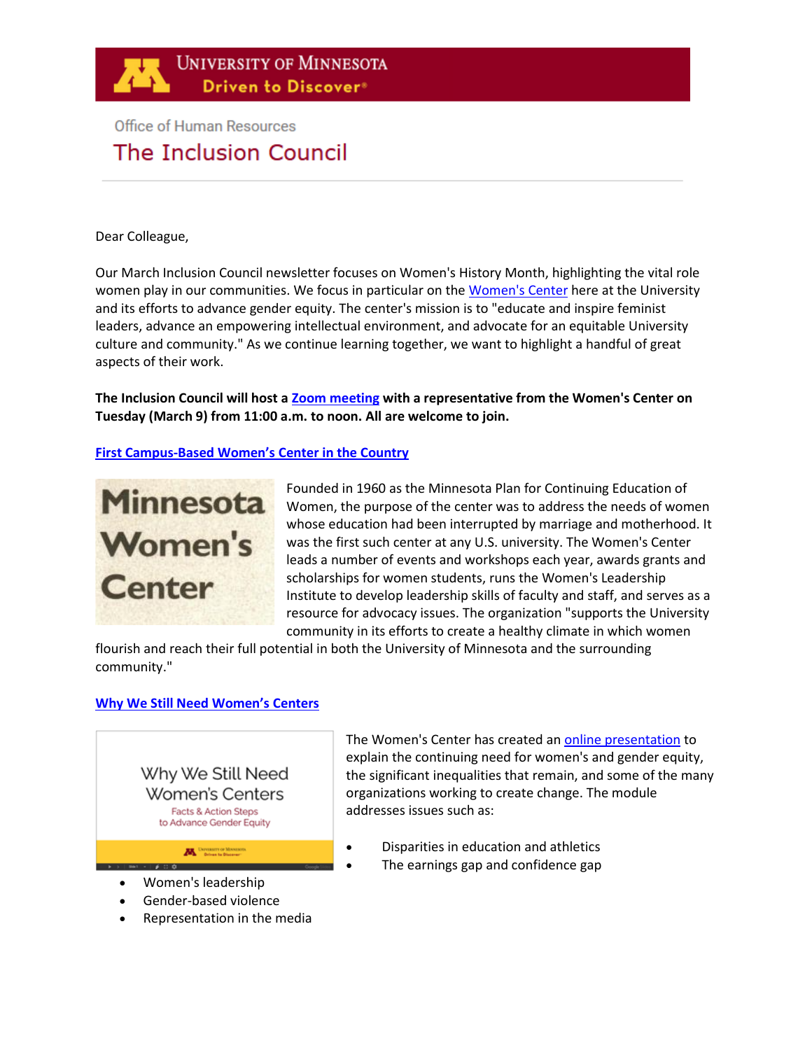University of Minnesota
Driven to Discover®

Office of Human Resources

# The Inclusion Council

Dear Colleague,

Our March Inclusion Council newsletter focuses on Women's History Month, highlighting the vital role women play in our communities. We focus in particular on the Women's Center here at the University and its efforts to advance gender equity. The center's mission is to "educate and inspire feminist leaders, advance an empowering intellectual environment, and advocate for an equitable University culture and community." As we continue learning together, we want to highlight a handful of great aspects of their work.

**The Inclusion Council will host a Zoom meeting with a representative from the Women's Center on Tuesday (March 9) from 11:00 a.m. to noon. All are welcome to join.**

## First Campus-Based Women's Center in the Country

Minnesota Women's Center

Founded in 1960 as the Minnesota Plan for Continuing Education of Women, the purpose of the center was to address the needs of women whose education had been interrupted by marriage and motherhood. It was the first such center at any U.S. university. The Women's Center leads a number of events and workshops each year, awards grants and scholarships for women students, runs the Women's Leadership Institute to develop leadership skills of faculty and staff, and serves as a resource for advocacy issues. The organization "supports the University community in its efforts to create a healthy climate in which women flourish and reach their full potential in both the University of Minnesota and the surrounding community."

## Why We Still Need Women's Centers

Why We Still Need Women's Centers
Facts & Action Steps to Advance Gender Equity

The Women's Center has created an online presentation to explain the continuing need for women's and gender equity, the significant inequalities that remain, and some of the many organizations working to create change. The module addresses issues such as:

- Disparities in education and athletics
- The earnings gap and confidence gap
- Women's leadership
- Gender-based violence
- Representation in the media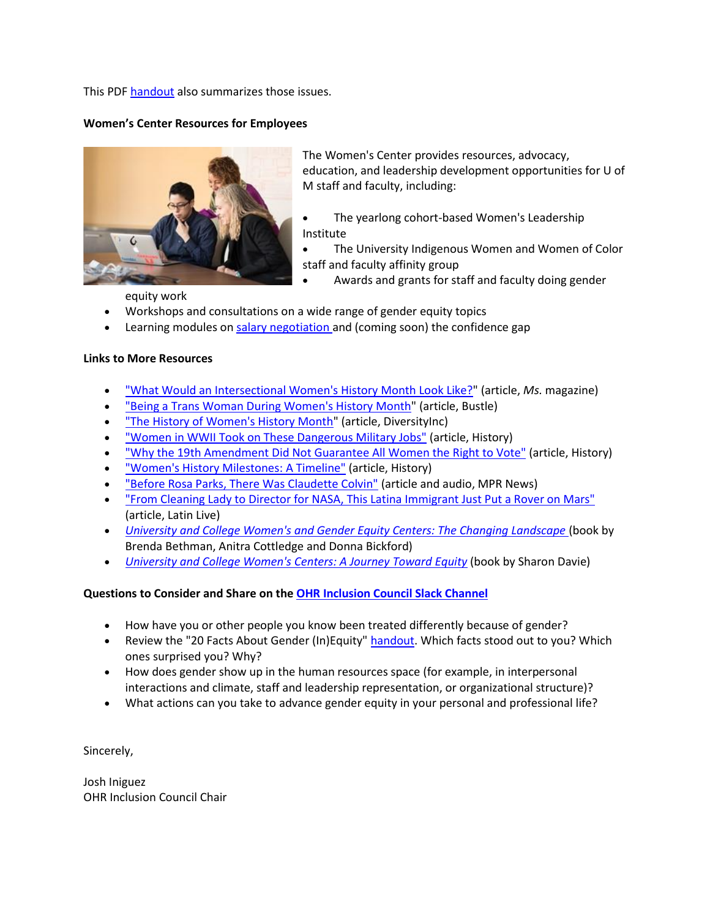This PDF handout also summarizes those issues.

**Women's Center Resources for Employees**

The Women's Center provides resources, advocacy, education, and leadership development opportunities for U of M staff and faculty, including:

- The yearlong cohort-based Women's Leadership Institute
- The University Indigenous Women and Women of Color staff and faculty affinity group
- Awards and grants for staff and faculty doing gender equity work
- Workshops and consultations on a wide range of gender equity topics
- Learning modules on salary negotiation and (coming soon) the confidence gap

**Links to More Resources**

- "What Would an Intersectional Women's History Month Look Like?" (article, *Ms.* magazine)
- "Being a Trans Woman During Women's History Month" (article, Bustle)
- "The History of Women's History Month" (article, DiversityInc)
- "Women in WWII Took on These Dangerous Military Jobs" (article, History)
- "Why the 19th Amendment Did Not Guarantee All Women the Right to Vote" (article, History)
- "Women's History Milestones: A Timeline" (article, History)
- "Before Rosa Parks, There Was Claudette Colvin" (article and audio, MPR News)
- "From Cleaning Lady to Director for NASA, This Latina Immigrant Just Put a Rover on Mars" (article, Latin Live)
- *University and College Women's and Gender Equity Centers: The Changing Landscape* (book by Brenda Bethman, Anitra Cottledge and Donna Bickford)
- *University and College Women's Centers: A Journey Toward Equity* (book by Sharon Davie)

**Questions to Consider and Share on the OHR Inclusion Council Slack Channel**

- How have you or other people you know been treated differently because of gender?
- Review the "20 Facts About Gender (In)Equity" handout. Which facts stood out to you? Which ones surprised you? Why?
- How does gender show up in the human resources space (for example, in interpersonal interactions and climate, staff and leadership representation, or organizational structure)?
- What actions can you take to advance gender equity in your personal and professional life?

Sincerely,

Josh Iniguez
OHR Inclusion Council Chair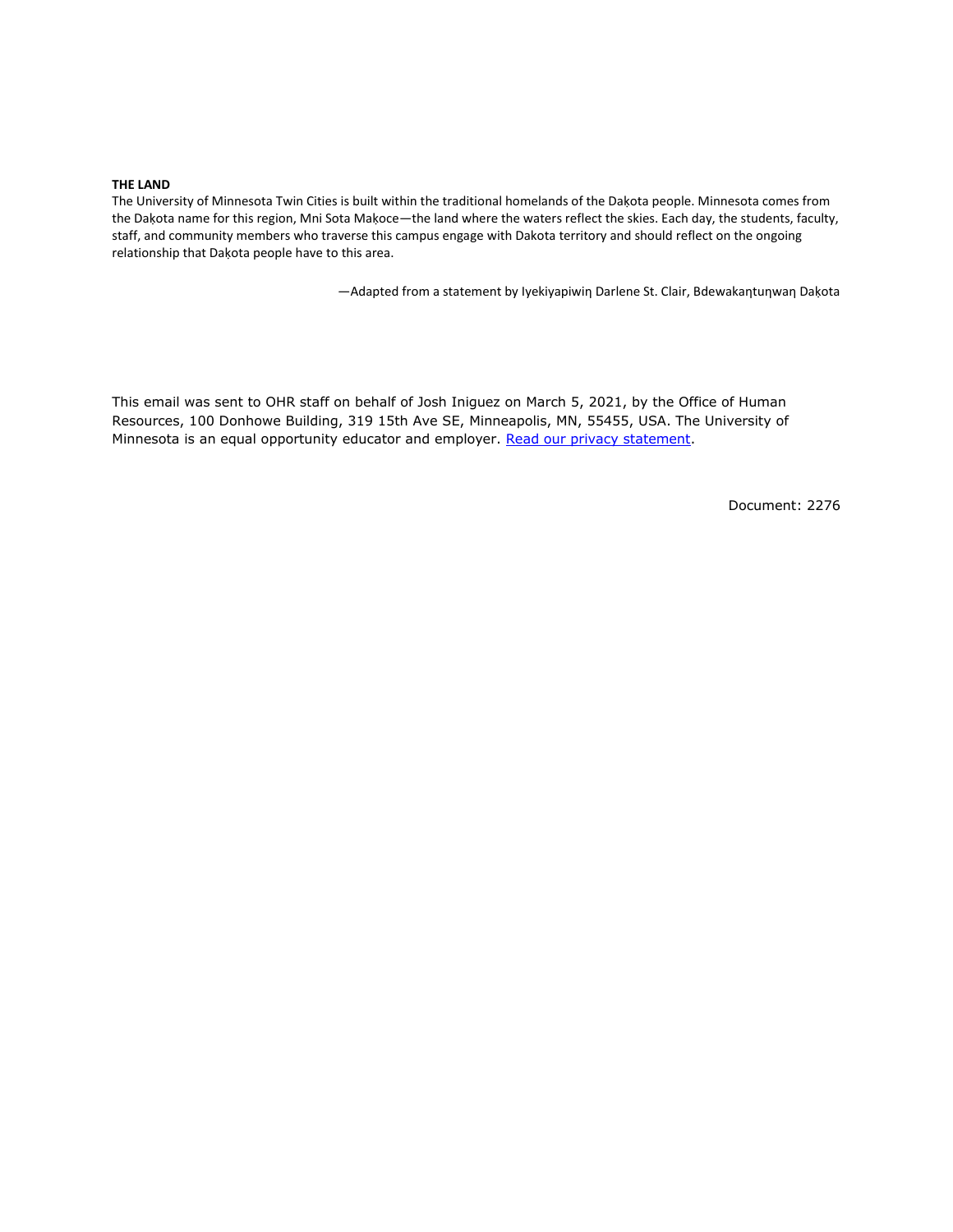**THE LAND**

The University of Minnesota Twin Cities is built within the traditional homelands of the Daḳota people. Minnesota comes from the Daḳota name for this region, Mni Sota Maḳoce—the land where the waters reflect the skies. Each day, the students, faculty, staff, and community members who traverse this campus engage with Dakota territory and should reflect on the ongoing relationship that Daḳota people have to this area.

—Adapted from a statement by Iyekiyapiwiŋ Darlene St. Clair, Bdewakaŋtuŋwaŋ Daḳota

This email was sent to OHR staff on behalf of Josh Iniguez on March 5, 2021, by the Office of Human Resources, 100 Donhowe Building, 319 15th Ave SE, Minneapolis, MN, 55455, USA. The University of Minnesota is an equal opportunity educator and employer. [Read our privacy statement](#).

Document: 2276